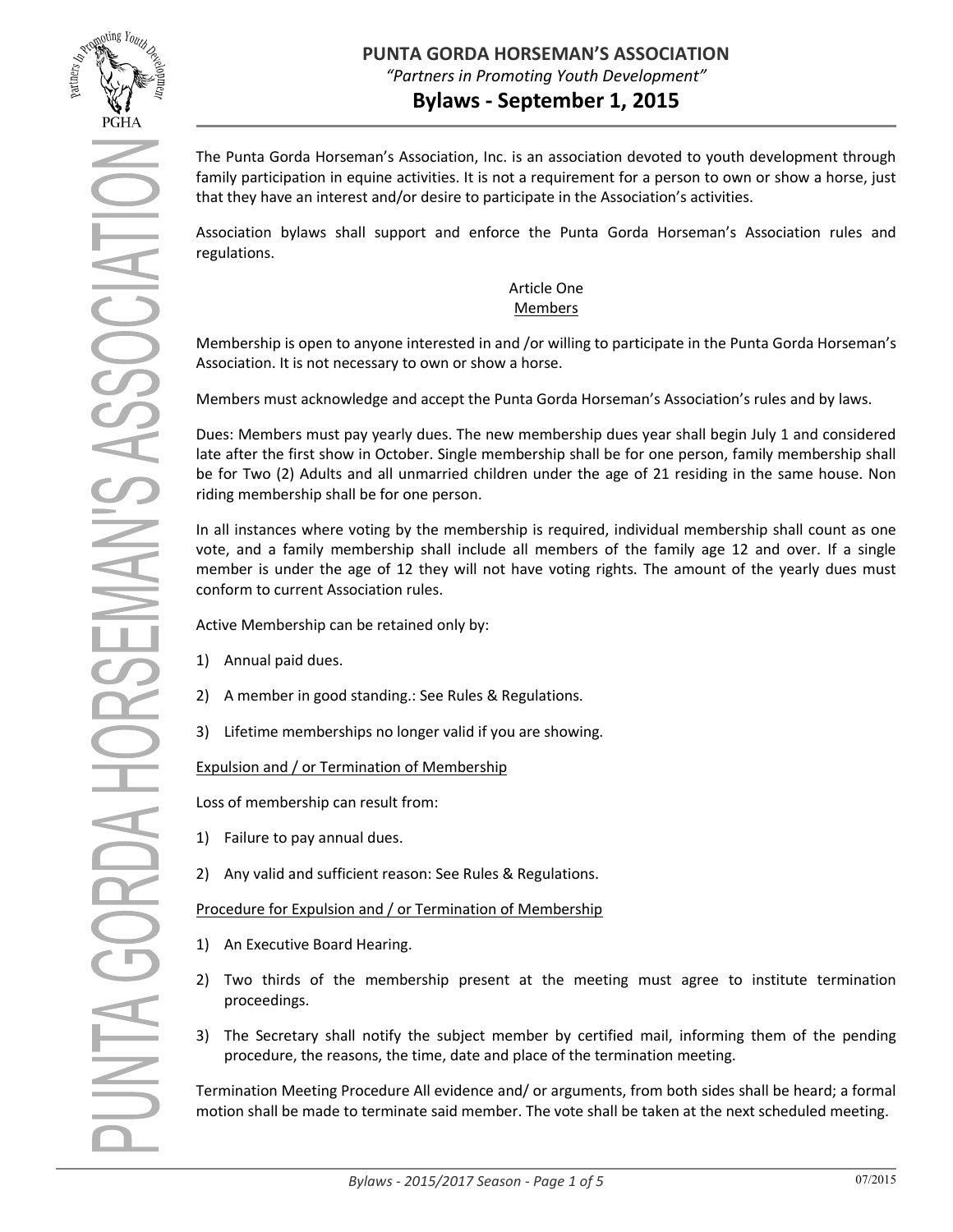# PUNTA GORDA HORSEMAN'S ASSOCIATION

*"Partners in Promoting Youth Development"*

## Bylaws - September 1, 2015

The Punta Gorda Horseman's Association, Inc. is an association devoted to youth development through family participation in equine activities. It is not a requirement for a person to own or show a horse, just that they have an interest and/or desire to participate in the Association's activities.

Association bylaws shall support and enforce the Punta Gorda Horseman's Association rules and regulations.

### Article One
### Members

Membership is open to anyone interested in and /or willing to participate in the Punta Gorda Horseman's Association. It is not necessary to own or show a horse.

Members must acknowledge and accept the Punta Gorda Horseman's Association's rules and by laws.

Dues: Members must pay yearly dues. The new membership dues year shall begin July 1 and considered late after the first show in October. Single membership shall be for one person, family membership shall be for Two (2) Adults and all unmarried children under the age of 21 residing in the same house. Non riding membership shall be for one person.

In all instances where voting by the membership is required, individual membership shall count as one vote, and a family membership shall include all members of the family age 12 and over. If a single member is under the age of 12 they will not have voting rights. The amount of the yearly dues must conform to current Association rules.

Active Membership can be retained only by:

1) Annual paid dues.
2) A member in good standing.: See Rules & Regulations.
3) Lifetime memberships no longer valid if you are showing.

Expulsion and / or Termination of Membership

Loss of membership can result from:

1) Failure to pay annual dues.
2) Any valid and sufficient reason: See Rules & Regulations.

Procedure for Expulsion and / or Termination of Membership

1) An Executive Board Hearing.
2) Two thirds of the membership present at the meeting must agree to institute termination proceedings.
3) The Secretary shall notify the subject member by certified mail, informing them of the pending procedure, the reasons, the time, date and place of the termination meeting.

Termination Meeting Procedure All evidence and/ or arguments, from both sides shall be heard; a formal motion shall be made to terminate said member. The vote shall be taken at the next scheduled meeting.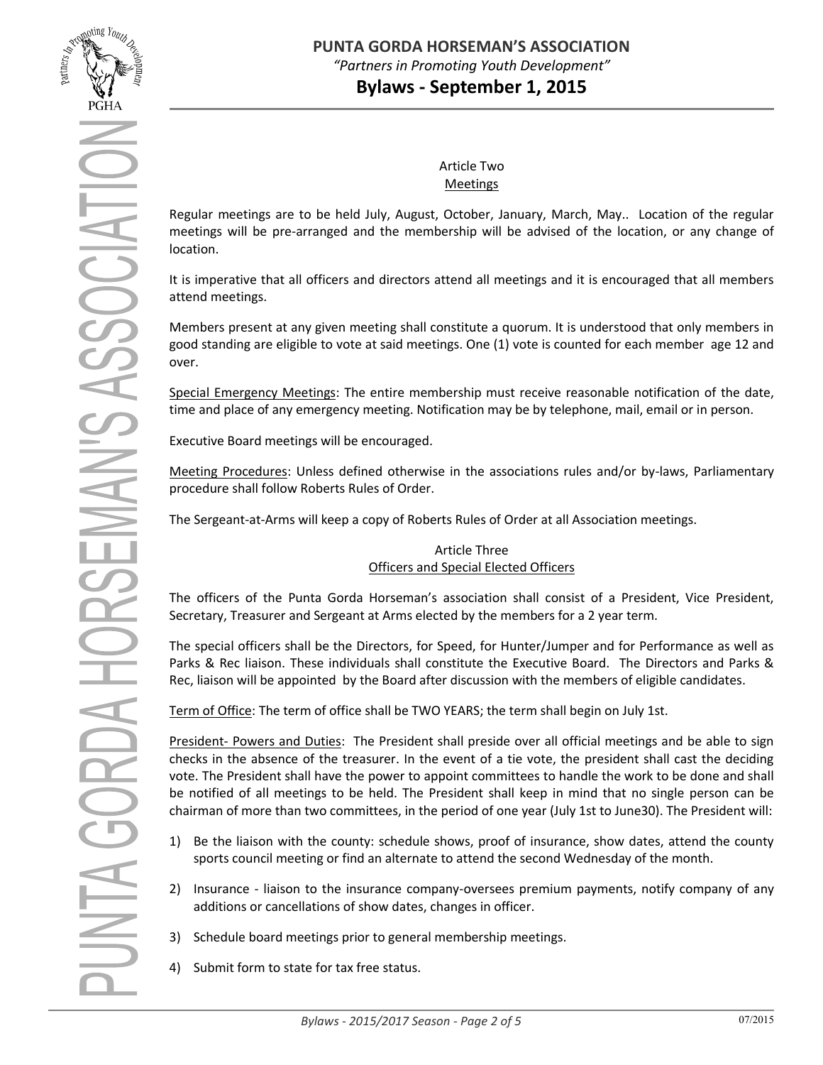## Article Two
### Meetings

Regular meetings are to be held July, August, October, January, March, May.. Location of the regular meetings will be pre-arranged and the membership will be advised of the location, or any change of location.

It is imperative that all officers and directors attend all meetings and it is encouraged that all members attend meetings.

Members present at any given meeting shall constitute a quorum. It is understood that only members in good standing are eligible to vote at said meetings. One (1) vote is counted for each member age 12 and over.

Special Emergency Meetings: The entire membership must receive reasonable notification of the date, time and place of any emergency meeting. Notification may be by telephone, mail, email or in person.

Executive Board meetings will be encouraged.

Meeting Procedures: Unless defined otherwise in the associations rules and/or by-laws, Parliamentary procedure shall follow Roberts Rules of Order.

The Sergeant-at-Arms will keep a copy of Roberts Rules of Order at all Association meetings.

## Article Three
### Officers and Special Elected Officers

The officers of the Punta Gorda Horseman's association shall consist of a President, Vice President, Secretary, Treasurer and Sergeant at Arms elected by the members for a 2 year term.

The special officers shall be the Directors, for Speed, for Hunter/Jumper and for Performance as well as Parks & Rec liaison. These individuals shall constitute the Executive Board. The Directors and Parks & Rec, liaison will be appointed by the Board after discussion with the members of eligible candidates.

Term of Office: The term of office shall be TWO YEARS; the term shall begin on July 1st.

President- Powers and Duties: The President shall preside over all official meetings and be able to sign checks in the absence of the treasurer. In the event of a tie vote, the president shall cast the deciding vote. The President shall have the power to appoint committees to handle the work to be done and shall be notified of all meetings to be held. The President shall keep in mind that no single person can be chairman of more than two committees, in the period of one year (July 1st to June30). The President will:

1) Be the liaison with the county: schedule shows, proof of insurance, show dates, attend the county sports council meeting or find an alternate to attend the second Wednesday of the month.
2) Insurance - liaison to the insurance company-oversees premium payments, notify company of any additions or cancellations of show dates, changes in officer.
3) Schedule board meetings prior to general membership meetings.
4) Submit form to state for tax free status.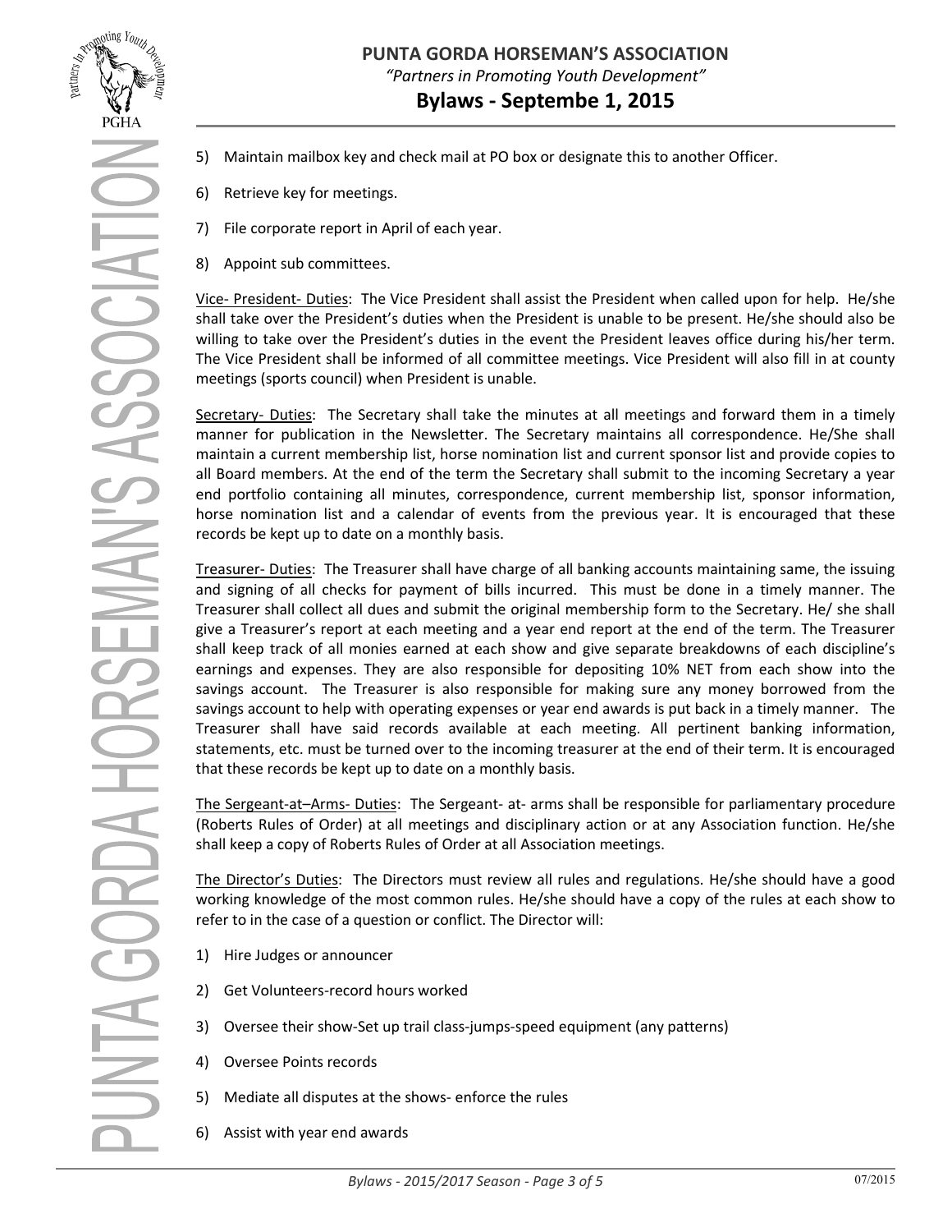5) Maintain mailbox key and check mail at PO box or designate this to another Officer.

6) Retrieve key for meetings.

7) File corporate report in April of each year.

8) Appoint sub committees.

Vice- President- Duties: The Vice President shall assist the President when called upon for help. He/she shall take over the President's duties when the President is unable to be present. He/she should also be willing to take over the President's duties in the event the President leaves office during his/her term. The Vice President shall be informed of all committee meetings. Vice President will also fill in at county meetings (sports council) when President is unable.

Secretary- Duties: The Secretary shall take the minutes at all meetings and forward them in a timely manner for publication in the Newsletter. The Secretary maintains all correspondence. He/She shall maintain a current membership list, horse nomination list and current sponsor list and provide copies to all Board members. At the end of the term the Secretary shall submit to the incoming Secretary a year end portfolio containing all minutes, correspondence, current membership list, sponsor information, horse nomination list and a calendar of events from the previous year. It is encouraged that these records be kept up to date on a monthly basis.

Treasurer- Duties: The Treasurer shall have charge of all banking accounts maintaining same, the issuing and signing of all checks for payment of bills incurred. This must be done in a timely manner. The Treasurer shall collect all dues and submit the original membership form to the Secretary. He/ she shall give a Treasurer's report at each meeting and a year end report at the end of the term. The Treasurer shall keep track of all monies earned at each show and give separate breakdowns of each discipline's earnings and expenses. They are also responsible for depositing 10% NET from each show into the savings account. The Treasurer is also responsible for making sure any money borrowed from the savings account to help with operating expenses or year end awards is put back in a timely manner. The Treasurer shall have said records available at each meeting. All pertinent banking information, statements, etc. must be turned over to the incoming treasurer at the end of their term. It is encouraged that these records be kept up to date on a monthly basis.

The Sergeant-at–Arms- Duties: The Sergeant- at- arms shall be responsible for parliamentary procedure (Roberts Rules of Order) at all meetings and disciplinary action or at any Association function. He/she shall keep a copy of Roberts Rules of Order at all Association meetings.

The Director's Duties: The Directors must review all rules and regulations. He/she should have a good working knowledge of the most common rules. He/she should have a copy of the rules at each show to refer to in the case of a question or conflict. The Director will:

1) Hire Judges or announcer

2) Get Volunteers-record hours worked

3) Oversee their show-Set up trail class-jumps-speed equipment (any patterns)

4) Oversee Points records

5) Mediate all disputes at the shows- enforce the rules

6) Assist with year end awards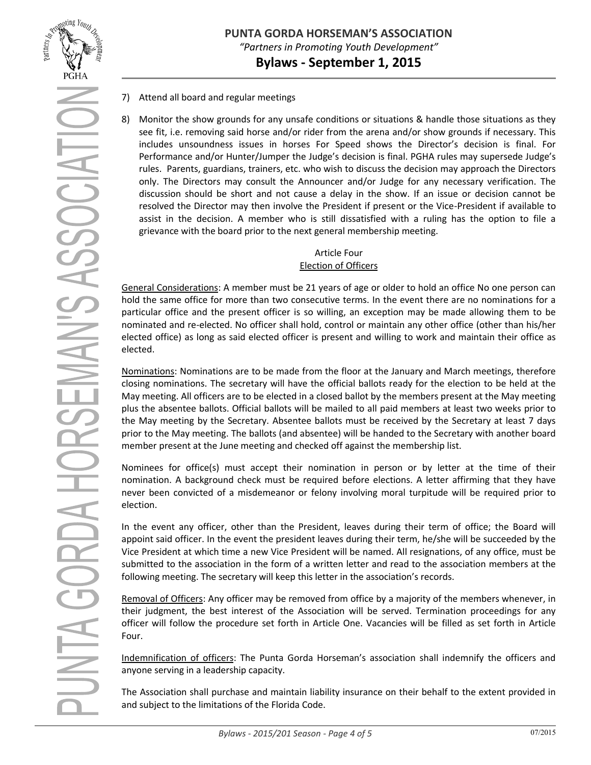7) Attend all board and regular meetings

8) Monitor the show grounds for any unsafe conditions or situations & handle those situations as they see fit, i.e. removing said horse and/or rider from the arena and/or show grounds if necessary. This includes unsoundness issues in horses For Speed shows the Director's decision is final. For Performance and/or Hunter/Jumper the Judge's decision is final. PGHA rules may supersede Judge's rules. Parents, guardians, trainers, etc. who wish to discuss the decision may approach the Directors only. The Directors may consult the Announcer and/or Judge for any necessary verification. The discussion should be short and not cause a delay in the show. If an issue or decision cannot be resolved the Director may then involve the President if present or the Vice-President if available to assist in the decision. A member who is still dissatisfied with a ruling has the option to file a grievance with the board prior to the next general membership meeting.

## Article Four
## Election of Officers

General Considerations: A member must be 21 years of age or older to hold an office No one person can hold the same office for more than two consecutive terms. In the event there are no nominations for a particular office and the present officer is so willing, an exception may be made allowing them to be nominated and re-elected. No officer shall hold, control or maintain any other office (other than his/her elected office) as long as said elected officer is present and willing to work and maintain their office as elected.

Nominations: Nominations are to be made from the floor at the January and March meetings, therefore closing nominations. The secretary will have the official ballots ready for the election to be held at the May meeting. All officers are to be elected in a closed ballot by the members present at the May meeting plus the absentee ballots. Official ballots will be mailed to all paid members at least two weeks prior to the May meeting by the Secretary. Absentee ballots must be received by the Secretary at least 7 days prior to the May meeting. The ballots (and absentee) will be handed to the Secretary with another board member present at the June meeting and checked off against the membership list.

Nominees for office(s) must accept their nomination in person or by letter at the time of their nomination. A background check must be required before elections. A letter affirming that they have never been convicted of a misdemeanor or felony involving moral turpitude will be required prior to election.

In the event any officer, other than the President, leaves during their term of office; the Board will appoint said officer. In the event the president leaves during their term, he/she will be succeeded by the Vice President at which time a new Vice President will be named. All resignations, of any office, must be submitted to the association in the form of a written letter and read to the association members at the following meeting. The secretary will keep this letter in the association's records.

Removal of Officers: Any officer may be removed from office by a majority of the members whenever, in their judgment, the best interest of the Association will be served. Termination proceedings for any officer will follow the procedure set forth in Article One. Vacancies will be filled as set forth in Article Four.

Indemnification of officers: The Punta Gorda Horseman's association shall indemnify the officers and anyone serving in a leadership capacity.

The Association shall purchase and maintain liability insurance on their behalf to the extent provided in and subject to the limitations of the Florida Code.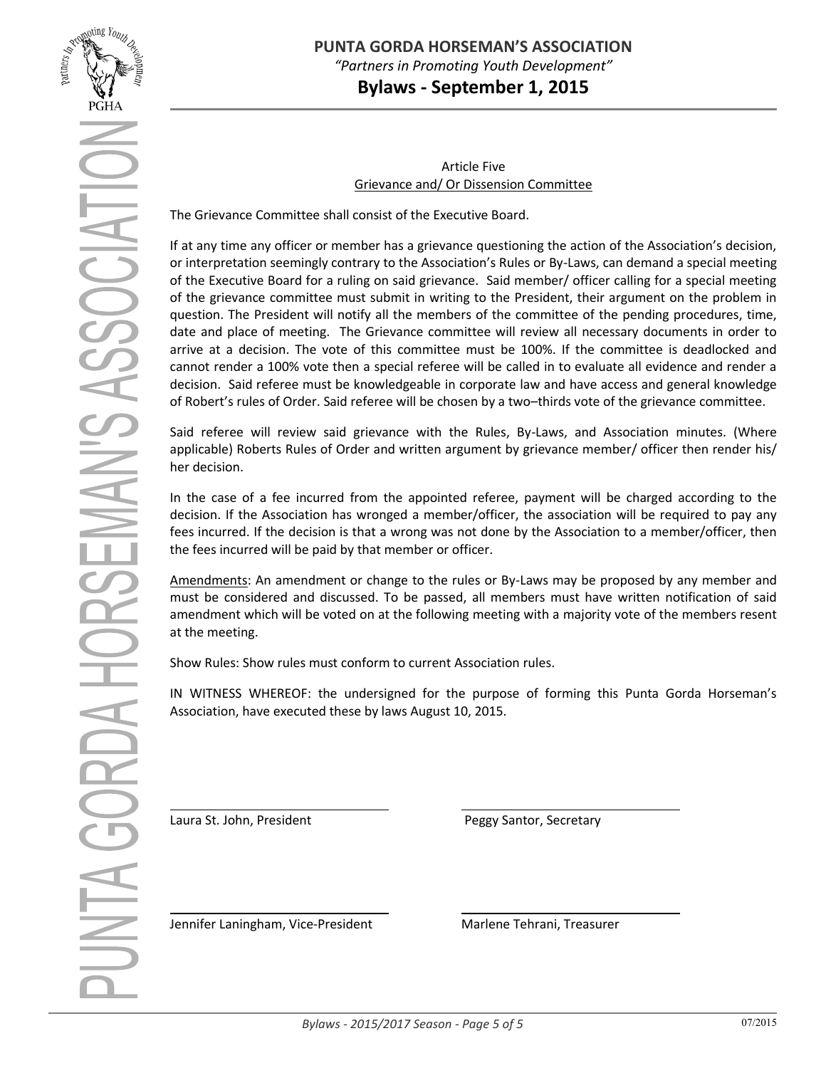## Article Five
### Grievance and/ Or Dissension Committee

The Grievance Committee shall consist of the Executive Board.

If at any time any officer or member has a grievance questioning the action of the Association's decision, or interpretation seemingly contrary to the Association's Rules or By-Laws, can demand a special meeting of the Executive Board for a ruling on said grievance. Said member/ officer calling for a special meeting of the grievance committee must submit in writing to the President, their argument on the problem in question. The President will notify all the members of the committee of the pending procedures, time, date and place of meeting. The Grievance committee will review all necessary documents in order to arrive at a decision. The vote of this committee must be 100%. If the committee is deadlocked and cannot render a 100% vote then a special referee will be called in to evaluate all evidence and render a decision. Said referee must be knowledgeable in corporate law and have access and general knowledge of Robert's rules of Order. Said referee will be chosen by a two–thirds vote of the grievance committee.

Said referee will review said grievance with the Rules, By-Laws, and Association minutes. (Where applicable) Roberts Rules of Order and written argument by grievance member/ officer then render his/ her decision.

In the case of a fee incurred from the appointed referee, payment will be charged according to the decision. If the Association has wronged a member/officer, the association will be required to pay any fees incurred. If the decision is that a wrong was not done by the Association to a member/officer, then the fees incurred will be paid by that member or officer.

Amendments: An amendment or change to the rules or By-Laws may be proposed by any member and must be considered and discussed. To be passed, all members must have written notification of said amendment which will be voted on at the following meeting with a majority vote of the members resent at the meeting.

Show Rules: Show rules must conform to current Association rules.

IN WITNESS WHEREOF: the undersigned for the purpose of forming this Punta Gorda Horseman's Association, have executed these by laws August 10, 2015.

Laura St. John, President

Peggy Santor, Secretary

Jennifer Laningham, Vice-President

Marlene Tehrani, Treasurer